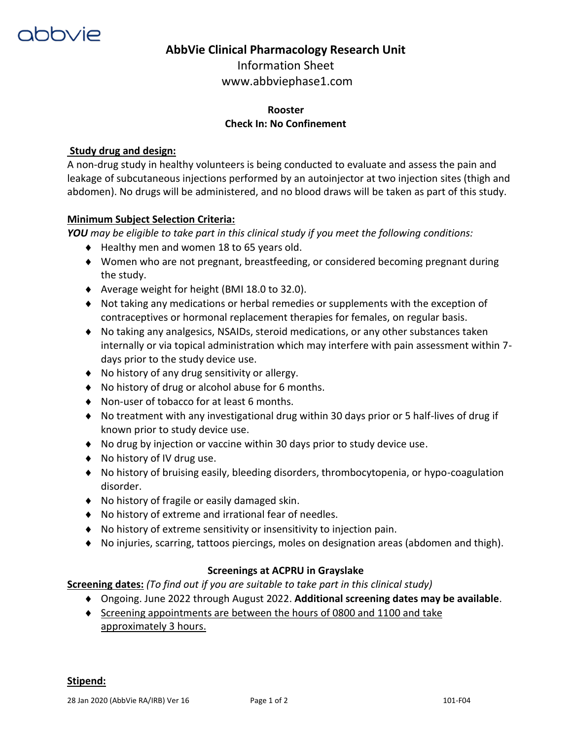abbvie

# AbbVie Clinical Pharmacology Research Unit

Information Sheet

www.abbviephase1.com

**Rooster**

**Check In: No Confinement**

**<u>Study drug and design:</u>**

A non-drug study in healthy volunteers is being conducted to evaluate and assess the pain and leakage of subcutaneous injections performed by an autoinjector at two injection sites (thigh and abdomen). No drugs will be administered, and no blood draws will be taken as part of this study.

**<u>Minimum Subject Selection Criteria:</u>**

***YOU** may be eligible to take part in this clinical study if you meet the following conditions:*

- Healthy men and women 18 to 65 years old.
- Women who are not pregnant, breastfeeding, or considered becoming pregnant during the study.
- Average weight for height (BMI 18.0 to 32.0).
- Not taking any medications or herbal remedies or supplements with the exception of contraceptives or hormonal replacement therapies for females, on regular basis.
- No taking any analgesics, NSAIDs, steroid medications, or any other substances taken internally or via topical administration which may interfere with pain assessment within 7-days prior to the study device use.
- No history of any drug sensitivity or allergy.
- No history of drug or alcohol abuse for 6 months.
- Non-user of tobacco for at least 6 months.
- No treatment with any investigational drug within 30 days prior or 5 half-lives of drug if known prior to study device use.
- No drug by injection or vaccine within 30 days prior to study device use.
- No history of IV drug use.
- No history of bruising easily, bleeding disorders, thrombocytopenia, or hypo-coagulation disorder.
- No history of fragile or easily damaged skin.
- No history of extreme and irrational fear of needles.
- No history of extreme sensitivity or insensitivity to injection pain.
- No injuries, scarring, tattoos piercings, moles on designation areas (abdomen and thigh).

**Screenings at ACPRU in Grayslake**

**<u>Screening dates:</u>** *(To find out if you are suitable to take part in this clinical study)*

- Ongoing. June 2022 through August 2022. **Additional screening dates may be available**.
- <u>Screening appointments are between the hours of 0800 and 1100 and take approximately 3 hours.</u>

**<u>Stipend:</u>**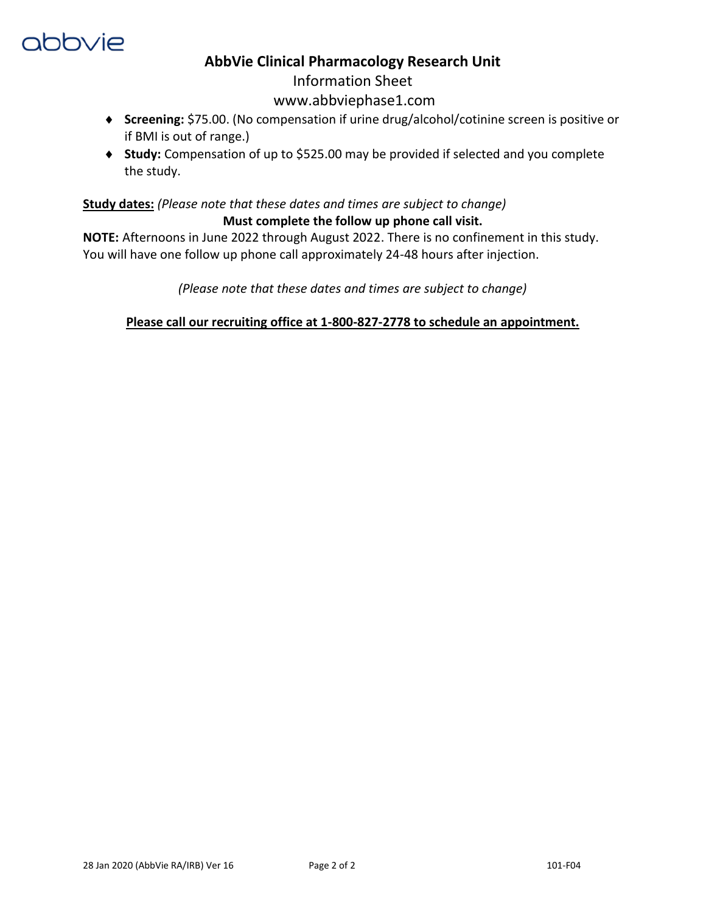abbvie

## AbbVie Clinical Pharmacology Research Unit

Information Sheet

www.abbviephase1.com

- **Screening:** $75.00. (No compensation if urine drug/alcohol/cotinine screen is positive or if BMI is out of range.)
- **Study:** Compensation of up to $525.00 may be provided if selected and you complete the study.

**Study dates:** *(Please note that these dates and times are subject to change)*

**Must complete the follow up phone call visit.**

**NOTE:** Afternoons in June 2022 through August 2022. There is no confinement in this study. You will have one follow up phone call approximately 24-48 hours after injection.

*(Please note that these dates and times are subject to change)*

**Please call our recruiting office at 1-800-827-2778 to schedule an appointment.**

28 Jan 2020 (AbbVie RA/IRB) Ver 16 101-F04